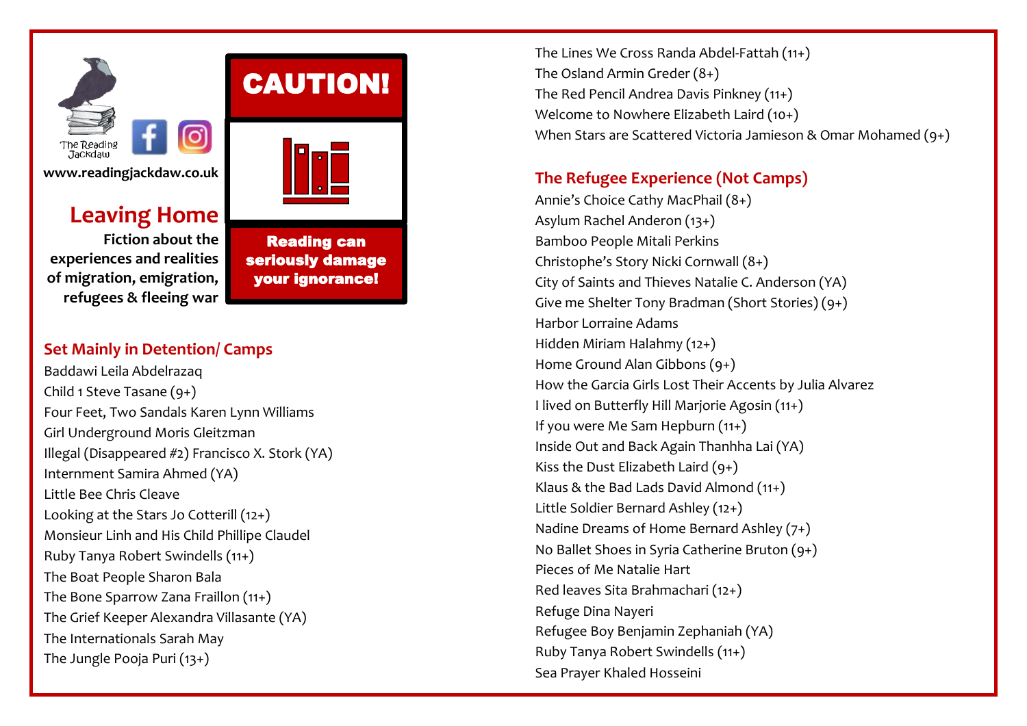The Reading Jackdaw

www.readingjackdaw.co.uk

# Leaving Home

**Fiction about the experiences and realities of migration, emigration, refugees & fleeing war**

**CAUTION!**

**Reading can seriously damage your ignorance!**

## Set Mainly in Detention/ Camps

Baddawi Leila Abdelrazaq
Child 1 Steve Tasane (9+)
Four Feet, Two Sandals Karen Lynn Williams
Girl Underground Moris Gleitzman
Illegal (Disappeared #2) Francisco X. Stork (YA)
Internment Samira Ahmed (YA)
Little Bee Chris Cleave
Looking at the Stars Jo Cotterill (12+)
Monsieur Linh and His Child Phillipe Claudel
Ruby Tanya Robert Swindells (11+)
The Boat People Sharon Bala
The Bone Sparrow Zana Fraillon (11+)
The Grief Keeper Alexandra Villasante (YA)
The Internationals Sarah May
The Jungle Pooja Puri (13+)
The Lines We Cross Randa Abdel-Fattah (11+)
The Osland Armin Greder (8+)
The Red Pencil Andrea Davis Pinkney (11+)
Welcome to Nowhere Elizabeth Laird (10+)
When Stars are Scattered Victoria Jamieson & Omar Mohamed (9+)

## The Refugee Experience (Not Camps)

Annie's Choice Cathy MacPhail (8+)
Asylum Rachel Anderon (13+)
Bamboo People Mitali Perkins
Christophe's Story Nicki Cornwall (8+)
City of Saints and Thieves Natalie C. Anderson (YA)
Give me Shelter Tony Bradman (Short Stories) (9+)
Harbor Lorraine Adams
Hidden Miriam Halahmy (12+)
Home Ground Alan Gibbons (9+)
How the Garcia Girls Lost Their Accents by Julia Alvarez
I lived on Butterfly Hill Marjorie Agosin (11+)
If you were Me Sam Hepburn (11+)
Inside Out and Back Again Thanhha Lai (YA)
Kiss the Dust Elizabeth Laird (9+)
Klaus & the Bad Lads David Almond (11+)
Little Soldier Bernard Ashley (12+)
Nadine Dreams of Home Bernard Ashley (7+)
No Ballet Shoes in Syria Catherine Bruton (9+)
Pieces of Me Natalie Hart
Red leaves Sita Brahmachari (12+)
Refuge Dina Nayeri
Refugee Boy Benjamin Zephaniah (YA)
Ruby Tanya Robert Swindells (11+)
Sea Prayer Khaled Hosseini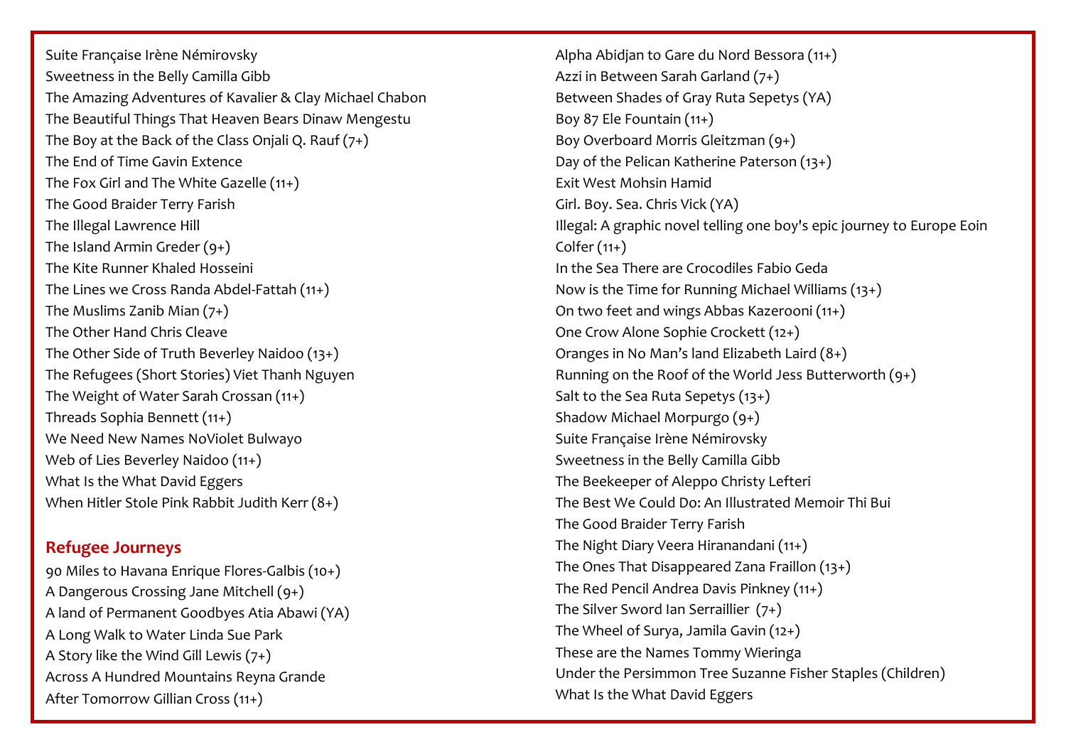Suite Française Irène Némirovsky
Sweetness in the Belly Camilla Gibb
The Amazing Adventures of Kavalier & Clay Michael Chabon
The Beautiful Things That Heaven Bears Dinaw Mengestu
The Boy at the Back of the Class Onjali Q. Rauf (7+)
The End of Time Gavin Extence
The Fox Girl and The White Gazelle (11+)
The Good Braider Terry Farish
The Illegal Lawrence Hill
The Island Armin Greder (9+)
The Kite Runner Khaled Hosseini
The Lines we Cross Randa Abdel-Fattah (11+)
The Muslims Zanib Mian (7+)
The Other Hand Chris Cleave
The Other Side of Truth Beverley Naidoo (13+)
The Refugees (Short Stories) Viet Thanh Nguyen
The Weight of Water Sarah Crossan (11+)
Threads Sophia Bennett (11+)
We Need New Names NoViolet Bulwayo
Web of Lies Beverley Naidoo (11+)
What Is the What David Eggers
When Hitler Stole Pink Rabbit Judith Kerr (8+)

## Refugee Journeys

90 Miles to Havana Enrique Flores-Galbis (10+)
A Dangerous Crossing Jane Mitchell (9+)
A land of Permanent Goodbyes Atia Abawi (YA)
A Long Walk to Water Linda Sue Park
A Story like the Wind Gill Lewis (7+)
Across A Hundred Mountains Reyna Grande
After Tomorrow Gillian Cross (11+)
Alpha Abidjan to Gare du Nord Bessora (11+)
Azzi in Between Sarah Garland (7+)
Between Shades of Gray Ruta Sepetys (YA)
Boy 87 Ele Fountain (11+)
Boy Overboard Morris Gleitzman (9+)
Day of the Pelican Katherine Paterson (13+)
Exit West Mohsin Hamid
Girl. Boy. Sea. Chris Vick (YA)
Illegal: A graphic novel telling one boy's epic journey to Europe Eoin Colfer (11+)
In the Sea There are Crocodiles Fabio Geda
Now is the Time for Running Michael Williams (13+)
On two feet and wings Abbas Kazerooni (11+)
One Crow Alone Sophie Crockett (12+)
Oranges in No Man's land Elizabeth Laird (8+)
Running on the Roof of the World Jess Butterworth (9+)
Salt to the Sea Ruta Sepetys (13+)
Shadow Michael Morpurgo (9+)
Suite Française Irène Némirovsky
Sweetness in the Belly Camilla Gibb
The Beekeeper of Aleppo Christy Lefteri
The Best We Could Do: An Illustrated Memoir Thi Bui
The Good Braider Terry Farish
The Night Diary Veera Hiranandani (11+)
The Ones That Disappeared Zana Fraillon (13+)
The Red Pencil Andrea Davis Pinkney (11+)
The Silver Sword Ian Serraillier (7+)
The Wheel of Surya, Jamila Gavin (12+)
These are the Names Tommy Wieringa
Under the Persimmon Tree Suzanne Fisher Staples (Children)
What Is the What David Eggers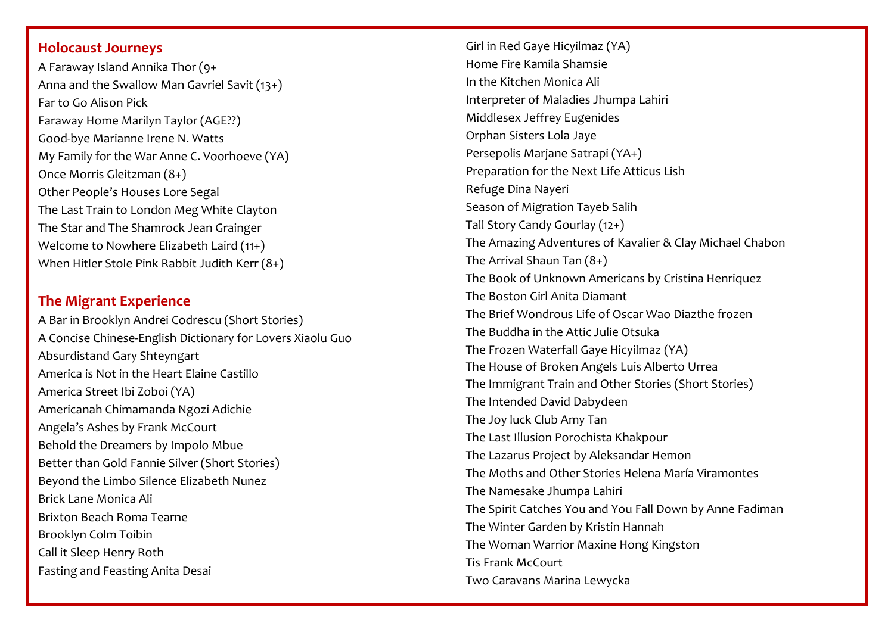## Holocaust Journeys

A Faraway Island Annika Thor (9+
Anna and the Swallow Man Gavriel Savit (13+)
Far to Go Alison Pick
Faraway Home Marilyn Taylor (AGE??)
Good-bye Marianne Irene N. Watts
My Family for the War Anne C. Voorhoeve (YA)
Once Morris Gleitzman (8+)
Other People's Houses Lore Segal
The Last Train to London Meg White Clayton
The Star and The Shamrock Jean Grainger
Welcome to Nowhere Elizabeth Laird (11+)
When Hitler Stole Pink Rabbit Judith Kerr (8+)

## The Migrant Experience

A Bar in Brooklyn Andrei Codrescu (Short Stories)
A Concise Chinese-English Dictionary for Lovers Xiaolu Guo
Absurdistand Gary Shteyngart
America is Not in the Heart Elaine Castillo
America Street Ibi Zoboi (YA)
Americanah Chimamanda Ngozi Adichie
Angela's Ashes by Frank McCourt
Behold the Dreamers by Impolo Mbue
Better than Gold Fannie Silver (Short Stories)
Beyond the Limbo Silence Elizabeth Nunez
Brick Lane Monica Ali
Brixton Beach Roma Tearne
Brooklyn Colm Toibin
Call it Sleep Henry Roth
Fasting and Feasting Anita Desai
Girl in Red Gaye Hicyilmaz (YA)
Home Fire Kamila Shamsie
In the Kitchen Monica Ali
Interpreter of Maladies Jhumpa Lahiri
Middlesex Jeffrey Eugenides
Orphan Sisters Lola Jaye
Persepolis Marjane Satrapi (YA+)
Preparation for the Next Life Atticus Lish
Refuge Dina Nayeri
Season of Migration Tayeb Salih
Tall Story Candy Gourlay (12+)
The Amazing Adventures of Kavalier & Clay Michael Chabon
The Arrival Shaun Tan (8+)
The Book of Unknown Americans by Cristina Henriquez
The Boston Girl Anita Diamant
The Brief Wondrous Life of Oscar Wao Diazthe frozen
The Buddha in the Attic Julie Otsuka
The Frozen Waterfall Gaye Hicyilmaz (YA)
The House of Broken Angels Luis Alberto Urrea
The Immigrant Train and Other Stories (Short Stories)
The Intended David Dabydeen
The Joy luck Club Amy Tan
The Last Illusion Porochista Khakpour
The Lazarus Project by Aleksandar Hemon
The Moths and Other Stories Helena María Viramontes
The Namesake Jhumpa Lahiri
The Spirit Catches You and You Fall Down by Anne Fadiman
The Winter Garden by Kristin Hannah
The Woman Warrior Maxine Hong Kingston
Tis Frank McCourt
Two Caravans Marina Lewycka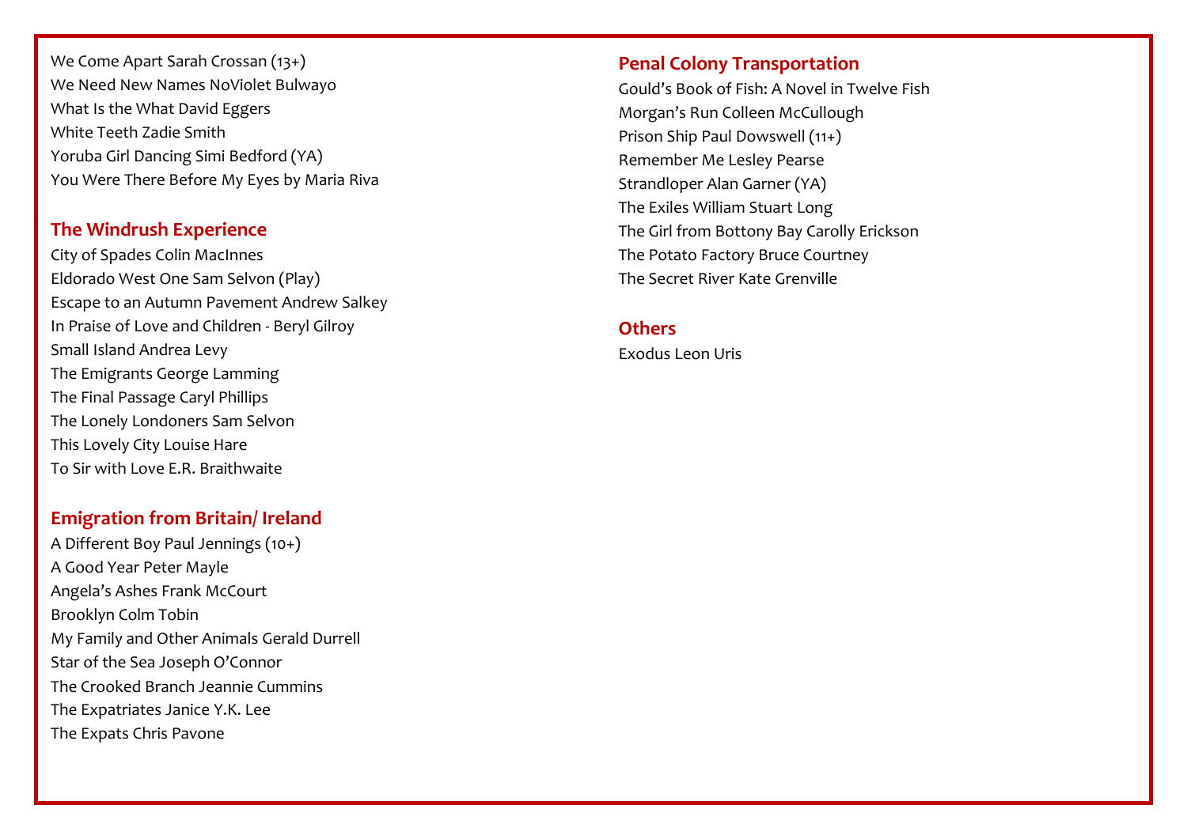We Come Apart Sarah Crossan (13+)
We Need New Names NoViolet Bulwayo
What Is the What David Eggers
White Teeth Zadie Smith
Yoruba Girl Dancing Simi Bedford (YA)
You Were There Before My Eyes by Maria Riva

## The Windrush Experience

City of Spades Colin MacInnes
Eldorado West One Sam Selvon (Play)
Escape to an Autumn Pavement Andrew Salkey
In Praise of Love and Children - Beryl Gilroy
Small Island Andrea Levy
The Emigrants George Lamming
The Final Passage Caryl Phillips
The Lonely Londoners Sam Selvon
This Lovely City Louise Hare
To Sir with Love E.R. Braithwaite

## Emigration from Britain/ Ireland

A Different Boy Paul Jennings (10+)
A Good Year Peter Mayle
Angela's Ashes Frank McCourt
Brooklyn Colm Tobin
My Family and Other Animals Gerald Durrell
Star of the Sea Joseph O'Connor
The Crooked Branch Jeannie Cummins
The Expatriates Janice Y.K. Lee
The Expats Chris Pavone

## Penal Colony Transportation

Gould's Book of Fish: A Novel in Twelve Fish
Morgan's Run Colleen McCullough
Prison Ship Paul Dowswell (11+)
Remember Me Lesley Pearse
Strandloper Alan Garner (YA)
The Exiles William Stuart Long
The Girl from Bottony Bay Carolly Erickson
The Potato Factory Bruce Courtney
The Secret River Kate Grenville

## Others

Exodus Leon Uris